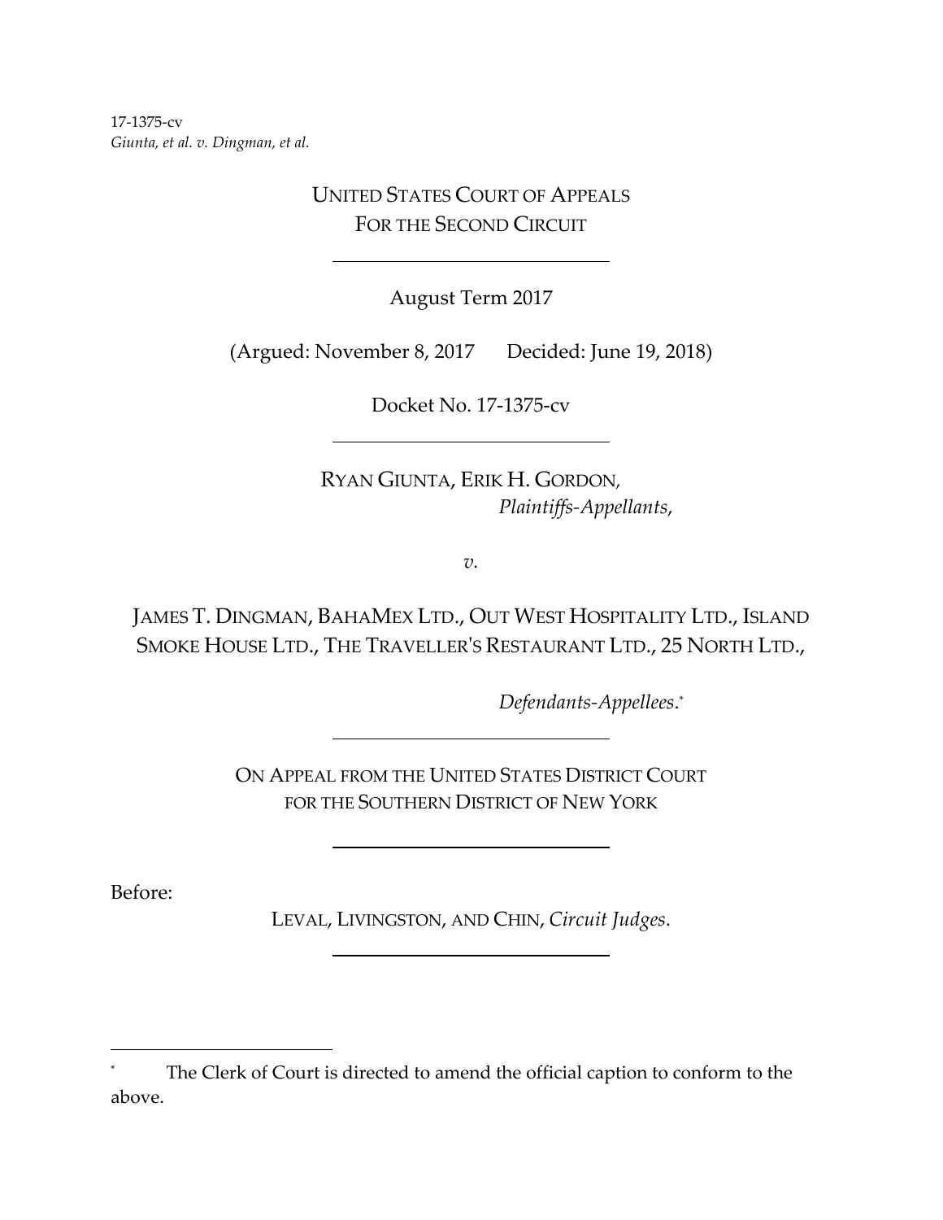17-1375-cv
*Giunta, et al. v. Dingman, et al.*

UNITED STATES COURT OF APPEALS
FOR THE SECOND CIRCUIT

---

August Term 2017

(Argued: November 8, 2017 Decided: June 19, 2018)

Docket No. 17-1375-cv

---

RYAN GIUNTA, ERIK H. GORDON,
*Plaintiffs-Appellants*,

*v.*

JAMES T. DINGMAN, BAHAMEX LTD., OUT WEST HOSPITALITY LTD., ISLAND SMOKE HOUSE LTD., THE TRAVELLER'S RESTAURANT LTD., 25 NORTH LTD.,

*Defendants-Appellees*.*

---

ON APPEAL FROM THE UNITED STATES DISTRICT COURT
FOR THE SOUTHERN DISTRICT OF NEW YORK

---

Before:

LEVAL, LIVINGSTON, AND CHIN, *Circuit Judges*.

---

\* The Clerk of Court is directed to amend the official caption to conform to the above.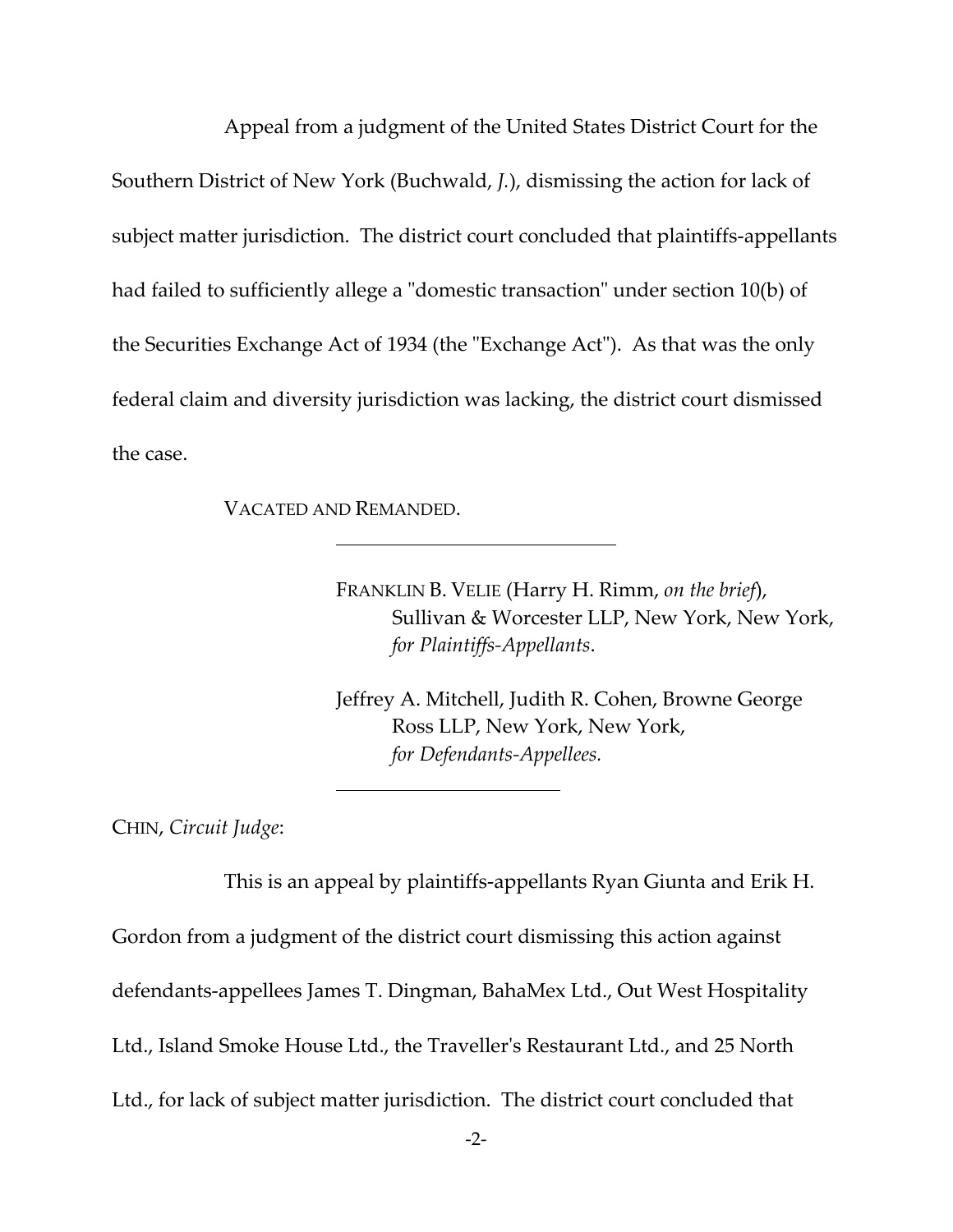Appeal from a judgment of the United States District Court for the Southern District of New York (Buchwald, *J.*), dismissing the action for lack of subject matter jurisdiction. The district court concluded that plaintiffs-appellants had failed to sufficiently allege a "domestic transaction" under section 10(b) of the Securities Exchange Act of 1934 (the "Exchange Act"). As that was the only federal claim and diversity jurisdiction was lacking, the district court dismissed the case.

VACATED AND REMANDED.

---

FRANKLIN B. VELIE (Harry H. Rimm, *on the brief*), Sullivan & Worcester LLP, New York, New York, *for Plaintiffs-Appellants*.

Jeffrey A. Mitchell, Judith R. Cohen, Browne George Ross LLP, New York, New York, *for Defendants-Appellees.*

---

CHIN, *Circuit Judge*:

This is an appeal by plaintiffs-appellants Ryan Giunta and Erik H. Gordon from a judgment of the district court dismissing this action against defendants-appellees James T. Dingman, BahaMex Ltd., Out West Hospitality Ltd., Island Smoke House Ltd., the Traveller's Restaurant Ltd., and 25 North Ltd., for lack of subject matter jurisdiction. The district court concluded that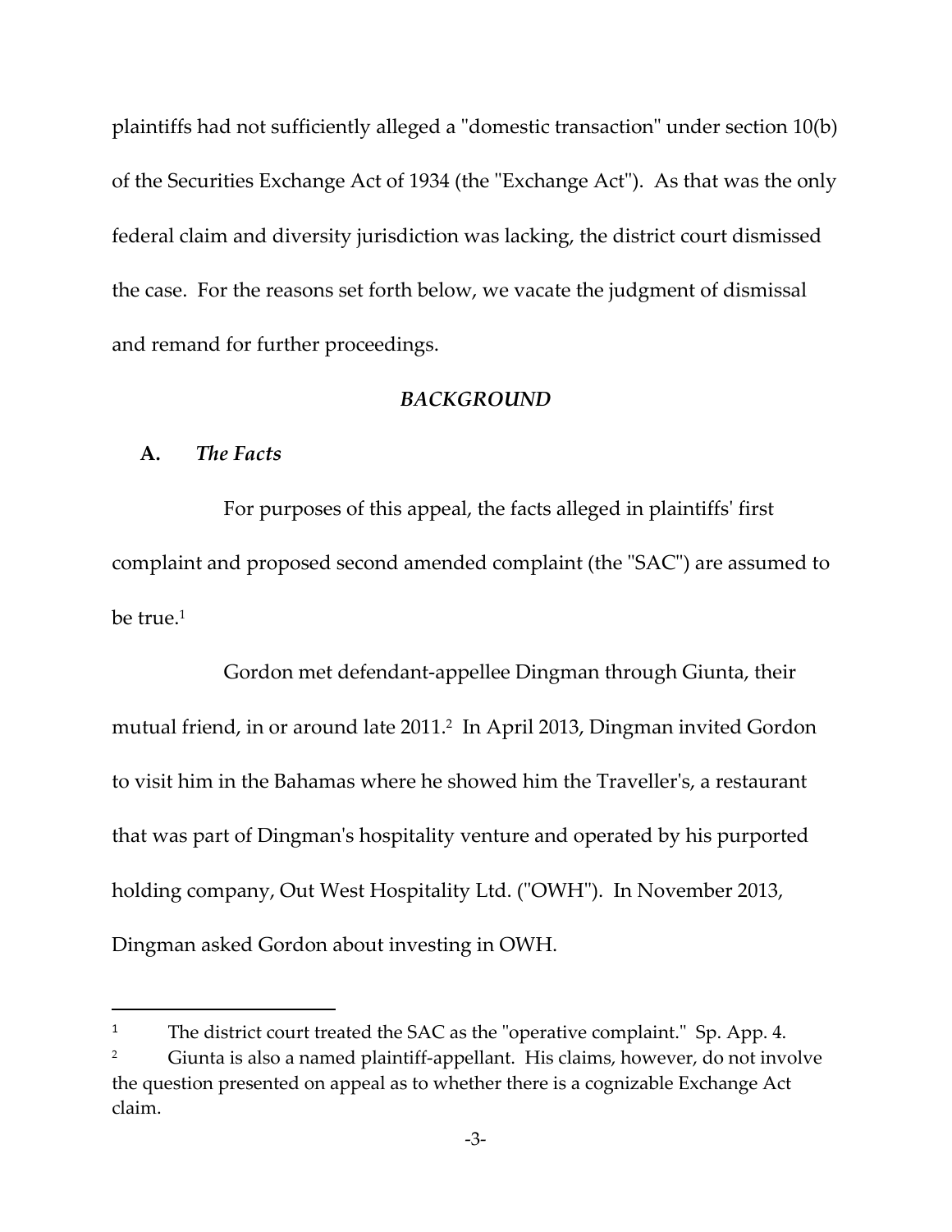plaintiffs had not sufficiently alleged a "domestic transaction" under section 10(b) of the Securities Exchange Act of 1934 (the "Exchange Act"). As that was the only federal claim and diversity jurisdiction was lacking, the district court dismissed the case. For the reasons set forth below, we vacate the judgment of dismissal and remand for further proceedings.

## *BACKGROUND*

### A. *The Facts*

For purposes of this appeal, the facts alleged in plaintiffs' first complaint and proposed second amended complaint (the "SAC") are assumed to be true.[1]

Gordon met defendant-appellee Dingman through Giunta, their mutual friend, in or around late 2011.[2] In April 2013, Dingman invited Gordon to visit him in the Bahamas where he showed him the Traveller's, a restaurant that was part of Dingman's hospitality venture and operated by his purported holding company, Out West Hospitality Ltd. ("OWH"). In November 2013, Dingman asked Gordon about investing in OWH.

---

[1] The district court treated the SAC as the "operative complaint." Sp. App. 4.

[2] Giunta is also a named plaintiff-appellant. His claims, however, do not involve the question presented on appeal as to whether there is a cognizable Exchange Act claim.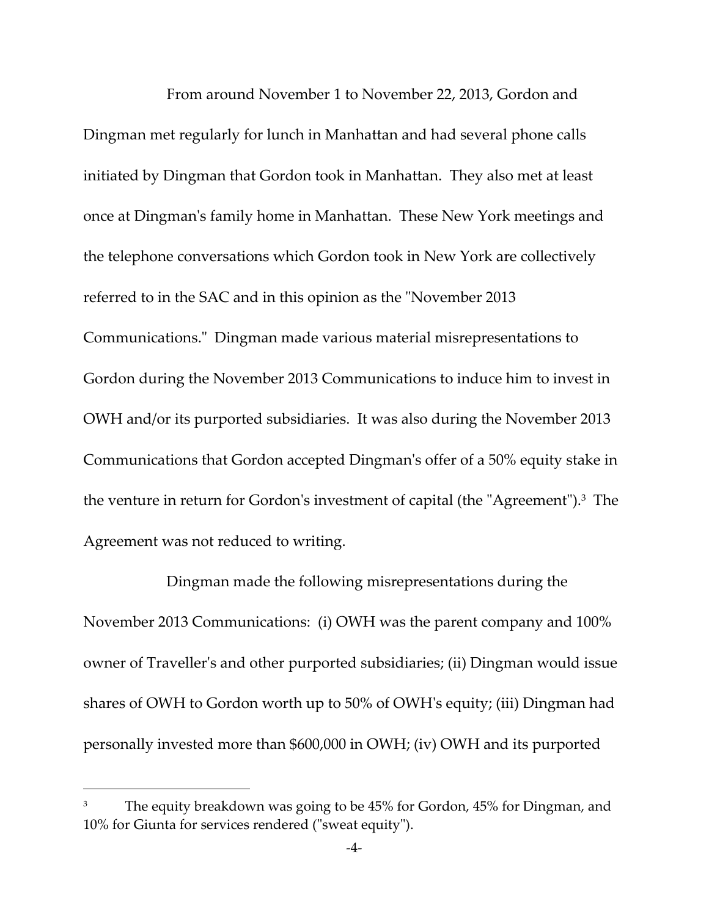From around November 1 to November 22, 2013, Gordon and Dingman met regularly for lunch in Manhattan and had several phone calls initiated by Dingman that Gordon took in Manhattan. They also met at least once at Dingman's family home in Manhattan. These New York meetings and the telephone conversations which Gordon took in New York are collectively referred to in the SAC and in this opinion as the "November 2013 Communications." Dingman made various material misrepresentations to Gordon during the November 2013 Communications to induce him to invest in OWH and/or its purported subsidiaries. It was also during the November 2013 Communications that Gordon accepted Dingman's offer of a 50% equity stake in the venture in return for Gordon's investment of capital (the "Agreement").[3] The Agreement was not reduced to writing.

Dingman made the following misrepresentations during the November 2013 Communications: (i) OWH was the parent company and 100% owner of Traveller's and other purported subsidiaries; (ii) Dingman would issue shares of OWH to Gordon worth up to 50% of OWH's equity; (iii) Dingman had personally invested more than $600,000 in OWH; (iv) OWH and its purported

---

[3] The equity breakdown was going to be 45% for Gordon, 45% for Dingman, and 10% for Giunta for services rendered ("sweat equity").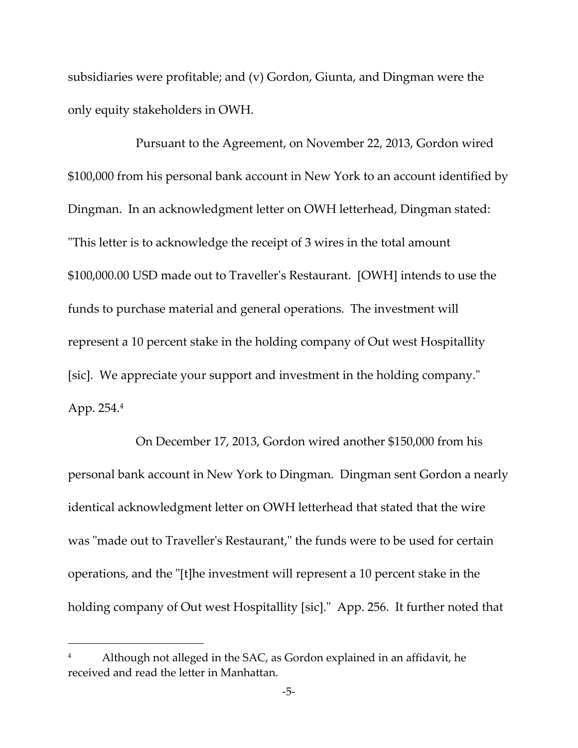subsidiaries were profitable; and (v) Gordon, Giunta, and Dingman were the only equity stakeholders in OWH.

Pursuant to the Agreement, on November 22, 2013, Gordon wired $100,000 from his personal bank account in New York to an account identified by Dingman. In an acknowledgment letter on OWH letterhead, Dingman stated: "This letter is to acknowledge the receipt of 3 wires in the total amount $100,000.00 USD made out to Traveller's Restaurant. [OWH] intends to use the funds to purchase material and general operations. The investment will represent a 10 percent stake in the holding company of Out west Hospitallity [sic]. We appreciate your support and investment in the holding company." App. 254.[4]

On December 17, 2013, Gordon wired another $150,000 from his personal bank account in New York to Dingman. Dingman sent Gordon a nearly identical acknowledgment letter on OWH letterhead that stated that the wire was "made out to Traveller's Restaurant," the funds were to be used for certain operations, and the "[t]he investment will represent a 10 percent stake in the holding company of Out west Hospitallity [sic]." App. 256. It further noted that

[4] Although not alleged in the SAC, as Gordon explained in an affidavit, he received and read the letter in Manhattan.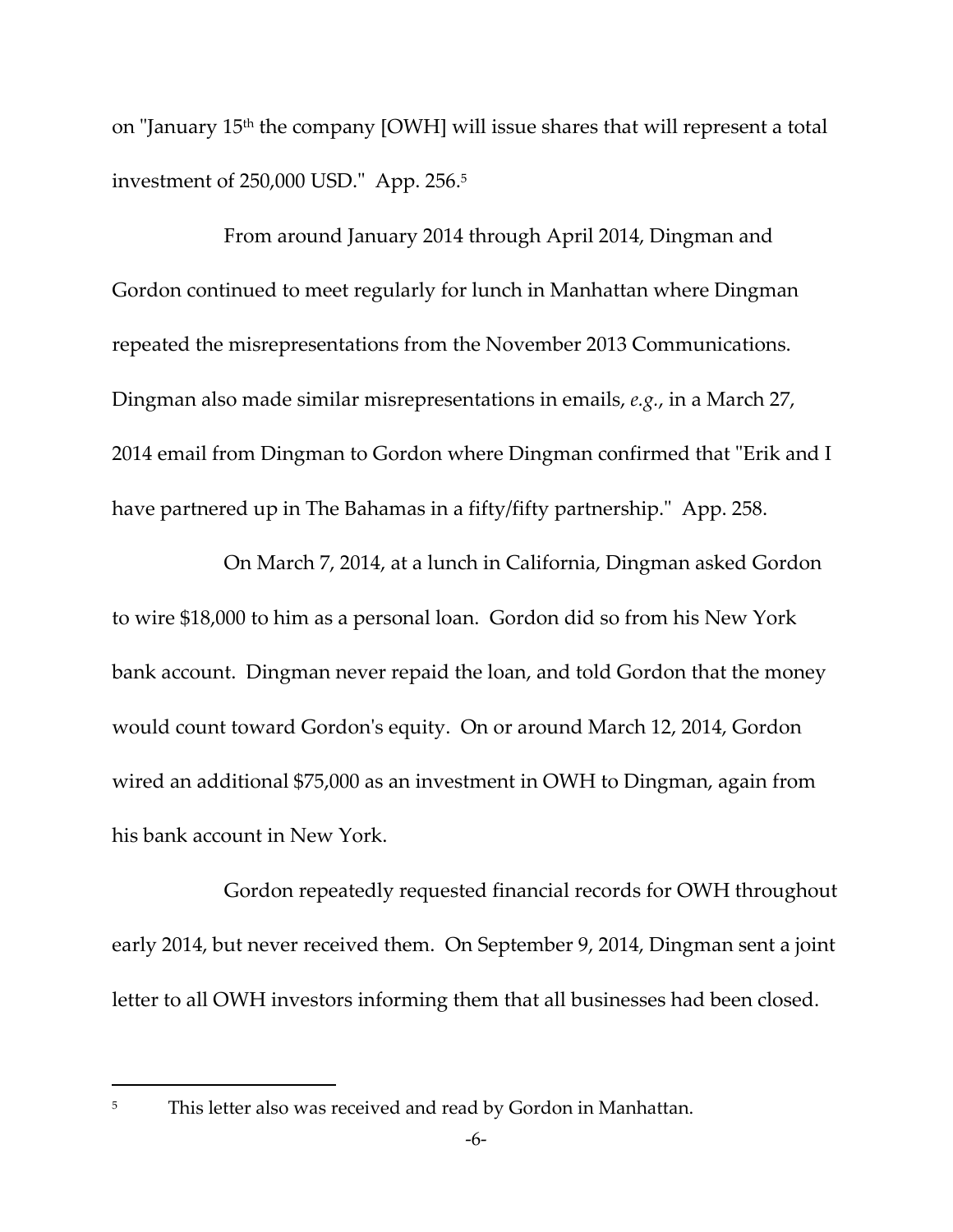on "January 15th the company [OWH] will issue shares that will represent a total investment of 250,000 USD." App. 256.[5]

From around January 2014 through April 2014, Dingman and Gordon continued to meet regularly for lunch in Manhattan where Dingman repeated the misrepresentations from the November 2013 Communications. Dingman also made similar misrepresentations in emails, *e.g.*, in a March 27, 2014 email from Dingman to Gordon where Dingman confirmed that "Erik and I have partnered up in The Bahamas in a fifty/fifty partnership." App. 258.

On March 7, 2014, at a lunch in California, Dingman asked Gordon to wire $18,000 to him as a personal loan. Gordon did so from his New York bank account. Dingman never repaid the loan, and told Gordon that the money would count toward Gordon's equity. On or around March 12, 2014, Gordon wired an additional $75,000 as an investment in OWH to Dingman, again from his bank account in New York.

Gordon repeatedly requested financial records for OWH throughout early 2014, but never received them. On September 9, 2014, Dingman sent a joint letter to all OWH investors informing them that all businesses had been closed.

---

[5] This letter also was received and read by Gordon in Manhattan.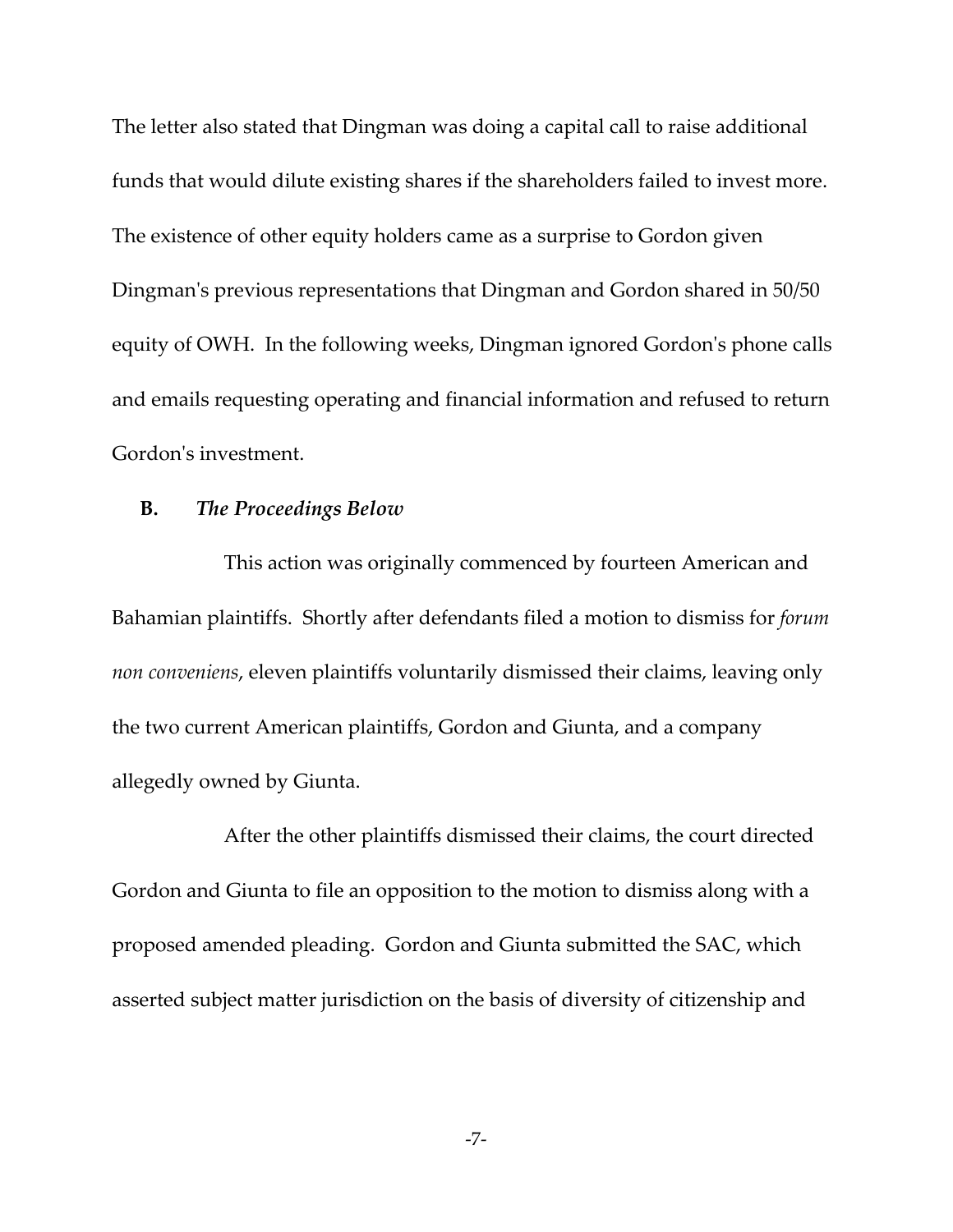The letter also stated that Dingman was doing a capital call to raise additional funds that would dilute existing shares if the shareholders failed to invest more. The existence of other equity holders came as a surprise to Gordon given Dingman's previous representations that Dingman and Gordon shared in 50/50 equity of OWH. In the following weeks, Dingman ignored Gordon's phone calls and emails requesting operating and financial information and refused to return Gordon's investment.

**B.** ***The Proceedings Below***

This action was originally commenced by fourteen American and Bahamian plaintiffs. Shortly after defendants filed a motion to dismiss for *forum non conveniens*, eleven plaintiffs voluntarily dismissed their claims, leaving only the two current American plaintiffs, Gordon and Giunta, and a company allegedly owned by Giunta.

After the other plaintiffs dismissed their claims, the court directed Gordon and Giunta to file an opposition to the motion to dismiss along with a proposed amended pleading. Gordon and Giunta submitted the SAC, which asserted subject matter jurisdiction on the basis of diversity of citizenship and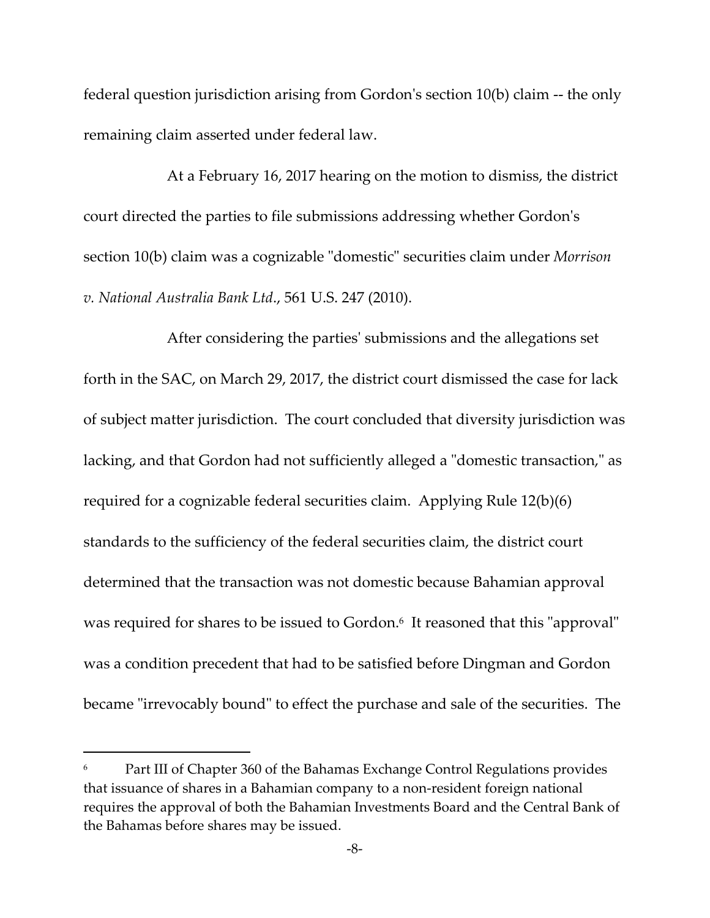federal question jurisdiction arising from Gordon's section 10(b) claim -- the only remaining claim asserted under federal law.

At a February 16, 2017 hearing on the motion to dismiss, the district court directed the parties to file submissions addressing whether Gordon's section 10(b) claim was a cognizable "domestic" securities claim under *Morrison v. National Australia Bank Ltd*., 561 U.S. 247 (2010).

After considering the parties' submissions and the allegations set forth in the SAC, on March 29, 2017, the district court dismissed the case for lack of subject matter jurisdiction. The court concluded that diversity jurisdiction was lacking, and that Gordon had not sufficiently alleged a "domestic transaction," as required for a cognizable federal securities claim. Applying Rule 12(b)(6) standards to the sufficiency of the federal securities claim, the district court determined that the transaction was not domestic because Bahamian approval was required for shares to be issued to Gordon.[6] It reasoned that this "approval" was a condition precedent that had to be satisfied before Dingman and Gordon became "irrevocably bound" to effect the purchase and sale of the securities. The

[6] Part III of Chapter 360 of the Bahamas Exchange Control Regulations provides that issuance of shares in a Bahamian company to a non-resident foreign national requires the approval of both the Bahamian Investments Board and the Central Bank of the Bahamas before shares may be issued.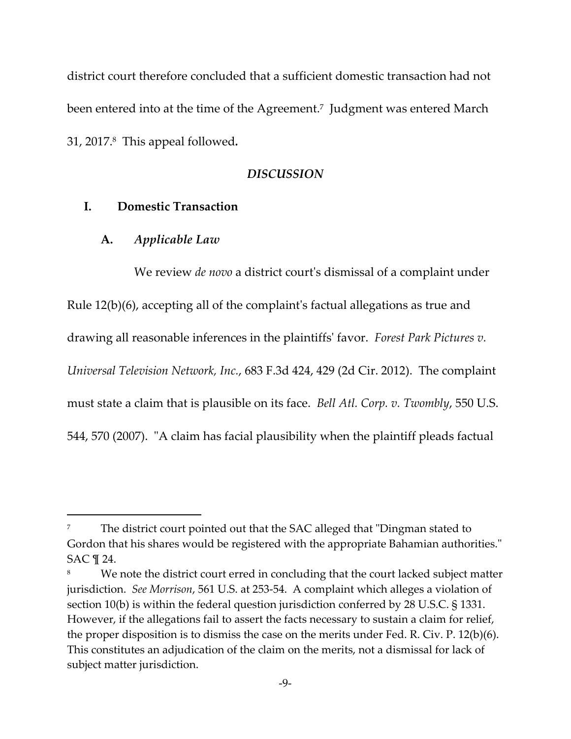district court therefore concluded that a sufficient domestic transaction had not been entered into at the time of the Agreement.[7] Judgment was entered March 31, 2017.[8] This appeal followed.

## *DISCUSSION*

### I. Domestic Transaction

#### A. *Applicable Law*

We review *de novo* a district court's dismissal of a complaint under Rule 12(b)(6), accepting all of the complaint's factual allegations as true and drawing all reasonable inferences in the plaintiffs' favor. *Forest Park Pictures v. Universal Television Network, Inc.*, 683 F.3d 424, 429 (2d Cir. 2012). The complaint must state a claim that is plausible on its face. *Bell Atl. Corp. v. Twombly*, 550 U.S. 544, 570 (2007). "A claim has facial plausibility when the plaintiff pleads factual

---

[7] The district court pointed out that the SAC alleged that "Dingman stated to Gordon that his shares would be registered with the appropriate Bahamian authorities." SAC ¶ 24.

[8] We note the district court erred in concluding that the court lacked subject matter jurisdiction. *See Morrison*, 561 U.S. at 253-54. A complaint which alleges a violation of section 10(b) is within the federal question jurisdiction conferred by 28 U.S.C. § 1331. However, if the allegations fail to assert the facts necessary to sustain a claim for relief, the proper disposition is to dismiss the case on the merits under Fed. R. Civ. P. 12(b)(6). This constitutes an adjudication of the claim on the merits, not a dismissal for lack of subject matter jurisdiction.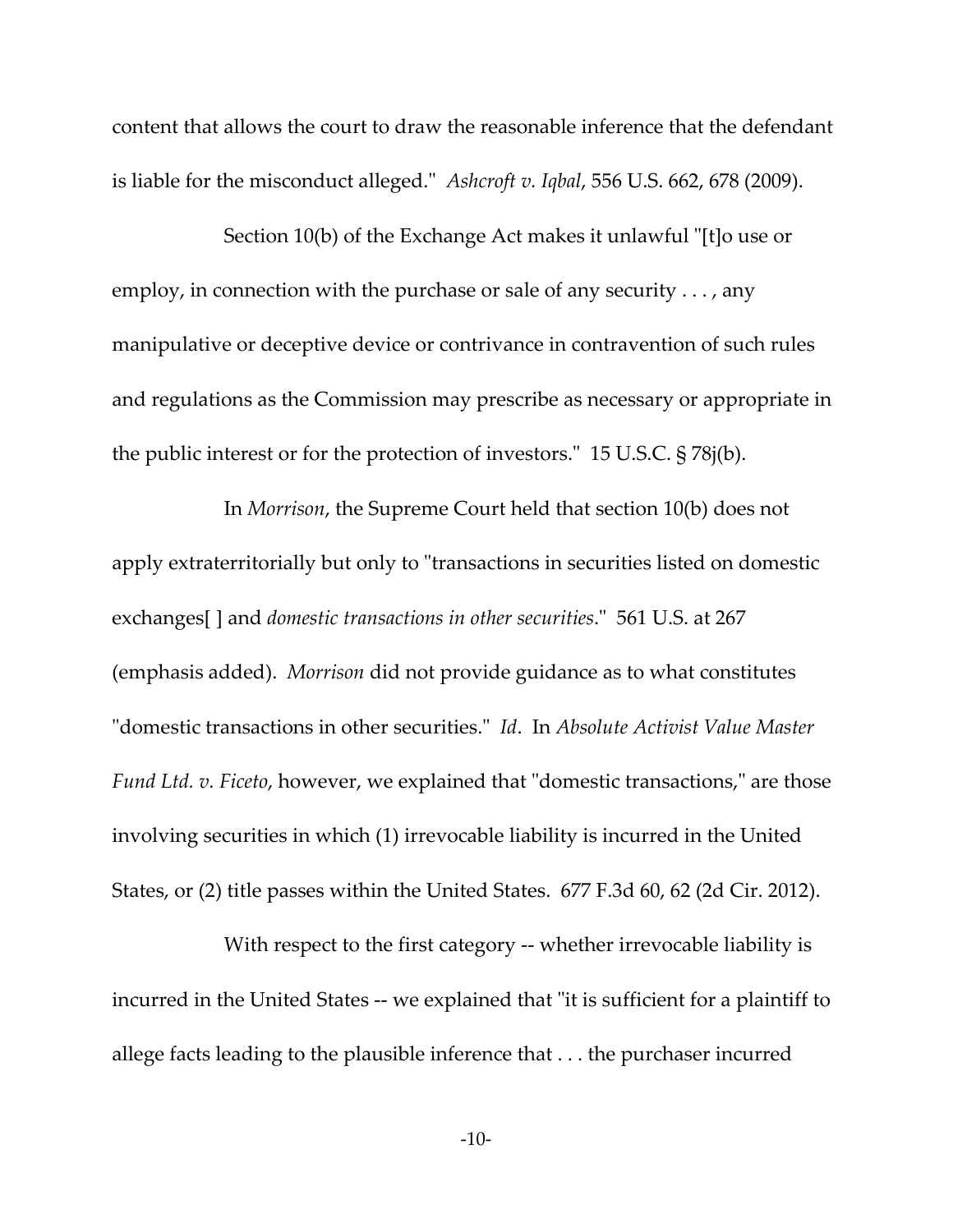content that allows the court to draw the reasonable inference that the defendant is liable for the misconduct alleged." *Ashcroft v. Iqbal*, 556 U.S. 662, 678 (2009).

Section 10(b) of the Exchange Act makes it unlawful "[t]o use or employ, in connection with the purchase or sale of any security . . . , any manipulative or deceptive device or contrivance in contravention of such rules and regulations as the Commission may prescribe as necessary or appropriate in the public interest or for the protection of investors." 15 U.S.C. § 78j(b).

In *Morrison*, the Supreme Court held that section 10(b) does not apply extraterritorially but only to "transactions in securities listed on domestic exchanges[ ] and *domestic transactions in other securities*." 561 U.S. at 267 (emphasis added). *Morrison* did not provide guidance as to what constitutes "domestic transactions in other securities." *Id*. In *Absolute Activist Value Master Fund Ltd. v. Ficeto*, however, we explained that "domestic transactions," are those involving securities in which (1) irrevocable liability is incurred in the United States, or (2) title passes within the United States. 677 F.3d 60, 62 (2d Cir. 2012).

With respect to the first category -- whether irrevocable liability is incurred in the United States -- we explained that "it is sufficient for a plaintiff to allege facts leading to the plausible inference that . . . the purchaser incurred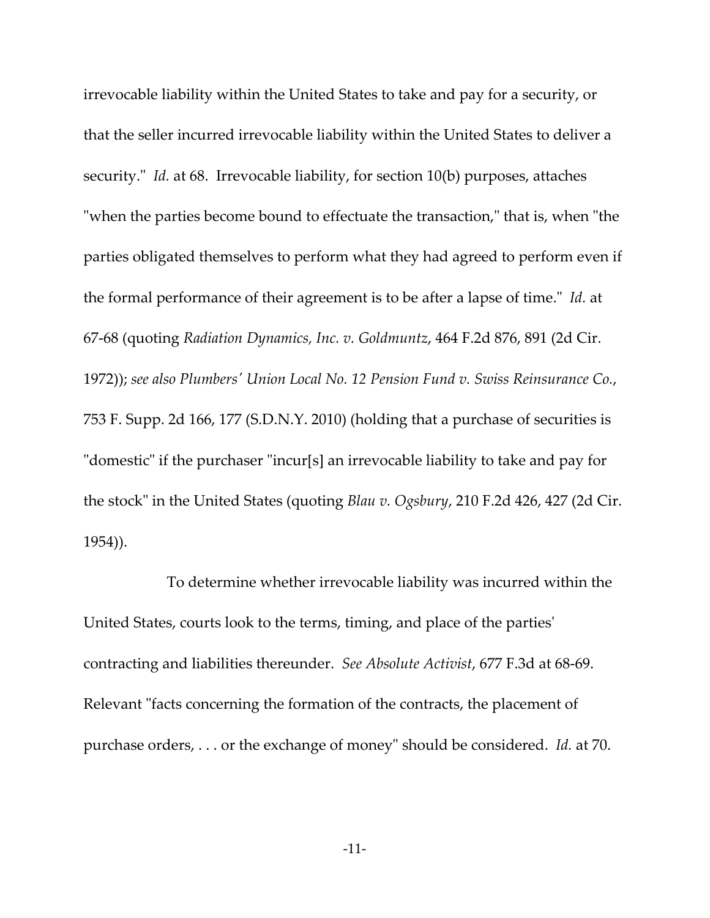irrevocable liability within the United States to take and pay for a security, or that the seller incurred irrevocable liability within the United States to deliver a security." *Id.* at 68. Irrevocable liability, for section 10(b) purposes, attaches "when the parties become bound to effectuate the transaction," that is, when "the parties obligated themselves to perform what they had agreed to perform even if the formal performance of their agreement is to be after a lapse of time." *Id.* at 67-68 (quoting *Radiation Dynamics, Inc. v. Goldmuntz*, 464 F.2d 876, 891 (2d Cir. 1972)); *see also Plumbers' Union Local No. 12 Pension Fund v. Swiss Reinsurance Co.*, 753 F. Supp. 2d 166, 177 (S.D.N.Y. 2010) (holding that a purchase of securities is "domestic" if the purchaser "incur[s] an irrevocable liability to take and pay for the stock" in the United States (quoting *Blau v. Ogsbury*, 210 F.2d 426, 427 (2d Cir. 1954)).

To determine whether irrevocable liability was incurred within the United States, courts look to the terms, timing, and place of the parties' contracting and liabilities thereunder. *See Absolute Activist*, 677 F.3d at 68-69. Relevant "facts concerning the formation of the contracts, the placement of purchase orders, . . . or the exchange of money" should be considered. *Id.* at 70.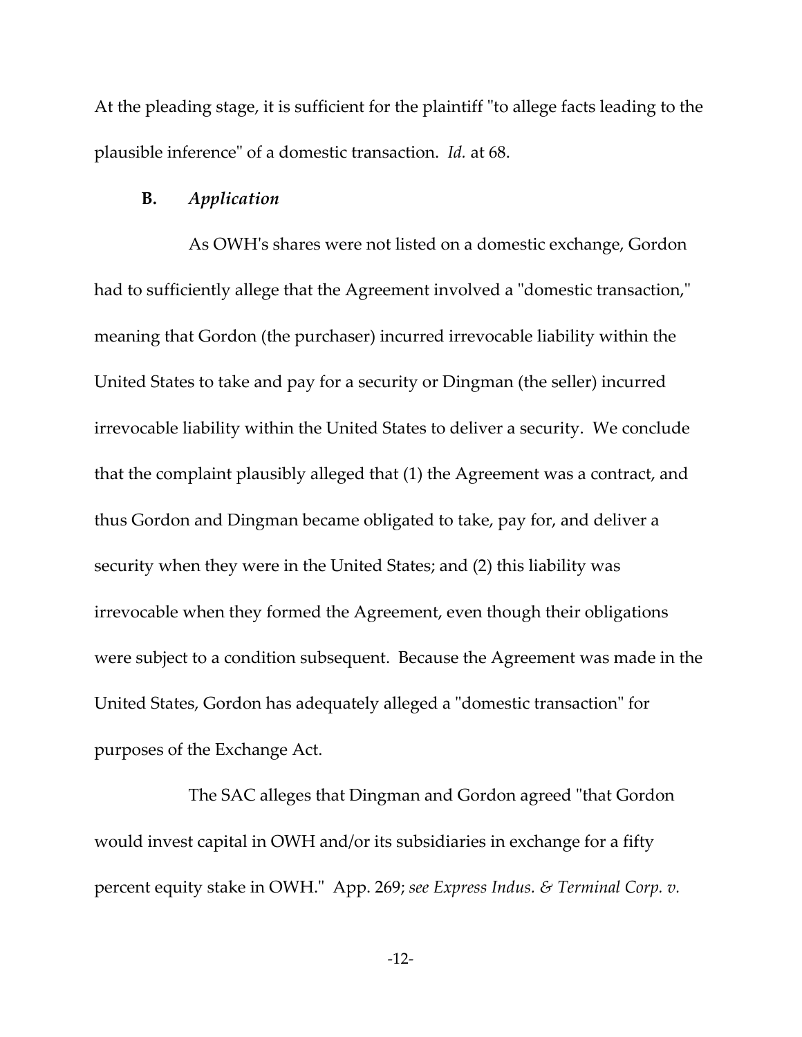At the pleading stage, it is sufficient for the plaintiff "to allege facts leading to the plausible inference" of a domestic transaction. *Id.* at 68.

### B. *Application*

As OWH's shares were not listed on a domestic exchange, Gordon had to sufficiently allege that the Agreement involved a "domestic transaction," meaning that Gordon (the purchaser) incurred irrevocable liability within the United States to take and pay for a security or Dingman (the seller) incurred irrevocable liability within the United States to deliver a security. We conclude that the complaint plausibly alleged that (1) the Agreement was a contract, and thus Gordon and Dingman became obligated to take, pay for, and deliver a security when they were in the United States; and (2) this liability was irrevocable when they formed the Agreement, even though their obligations were subject to a condition subsequent. Because the Agreement was made in the United States, Gordon has adequately alleged a "domestic transaction" for purposes of the Exchange Act.

The SAC alleges that Dingman and Gordon agreed "that Gordon would invest capital in OWH and/or its subsidiaries in exchange for a fifty percent equity stake in OWH." App. 269; *see Express Indus. & Terminal Corp. v.*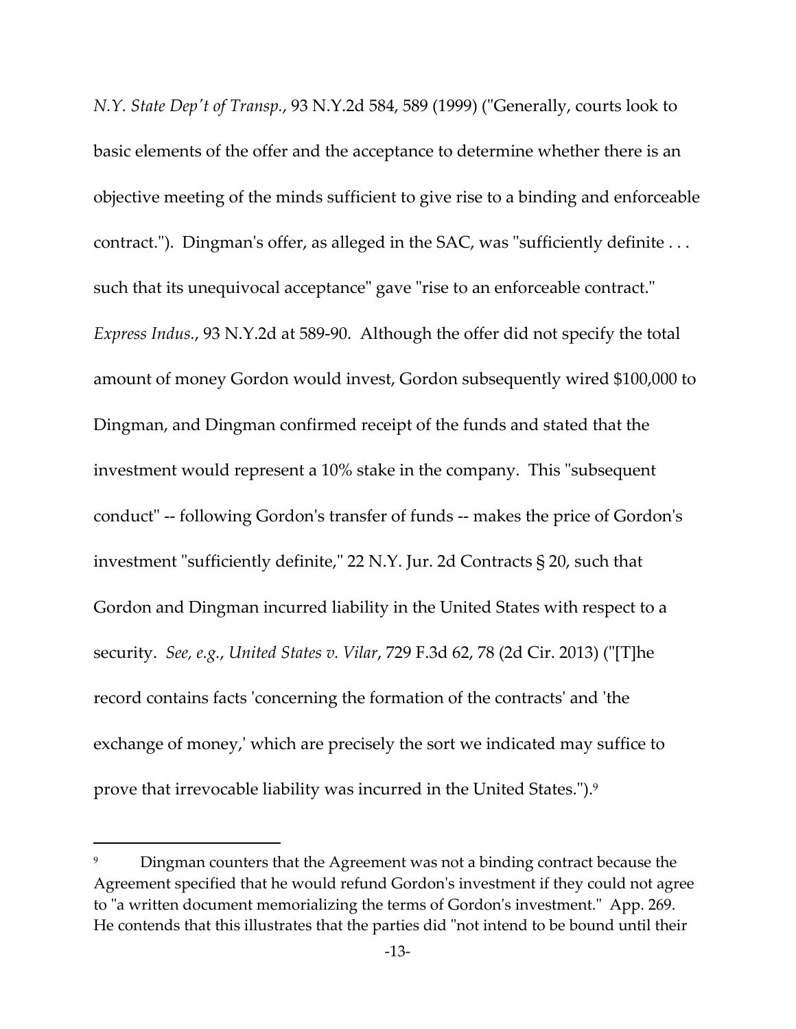*N.Y. State Dep't of Transp.*, 93 N.Y.2d 584, 589 (1999) ("Generally, courts look to basic elements of the offer and the acceptance to determine whether there is an objective meeting of the minds sufficient to give rise to a binding and enforceable contract."). Dingman's offer, as alleged in the SAC, was "sufficiently definite . . . such that its unequivocal acceptance" gave "rise to an enforceable contract." *Express Indus.*, 93 N.Y.2d at 589-90. Although the offer did not specify the total amount of money Gordon would invest, Gordon subsequently wired $100,000 to Dingman, and Dingman confirmed receipt of the funds and stated that the investment would represent a 10% stake in the company. This "subsequent conduct" -- following Gordon's transfer of funds -- makes the price of Gordon's investment "sufficiently definite," 22 N.Y. Jur. 2d Contracts § 20, such that Gordon and Dingman incurred liability in the United States with respect to a security. *See, e.g.*, *United States v. Vilar*, 729 F.3d 62, 78 (2d Cir. 2013) ("[T]he record contains facts 'concerning the formation of the contracts' and 'the exchange of money,' which are precisely the sort we indicated may suffice to prove that irrevocable liability was incurred in the United States.").[9]

---

[9] Dingman counters that the Agreement was not a binding contract because the Agreement specified that he would refund Gordon's investment if they could not agree to "a written document memorializing the terms of Gordon's investment." App. 269. He contends that this illustrates that the parties did "not intend to be bound until their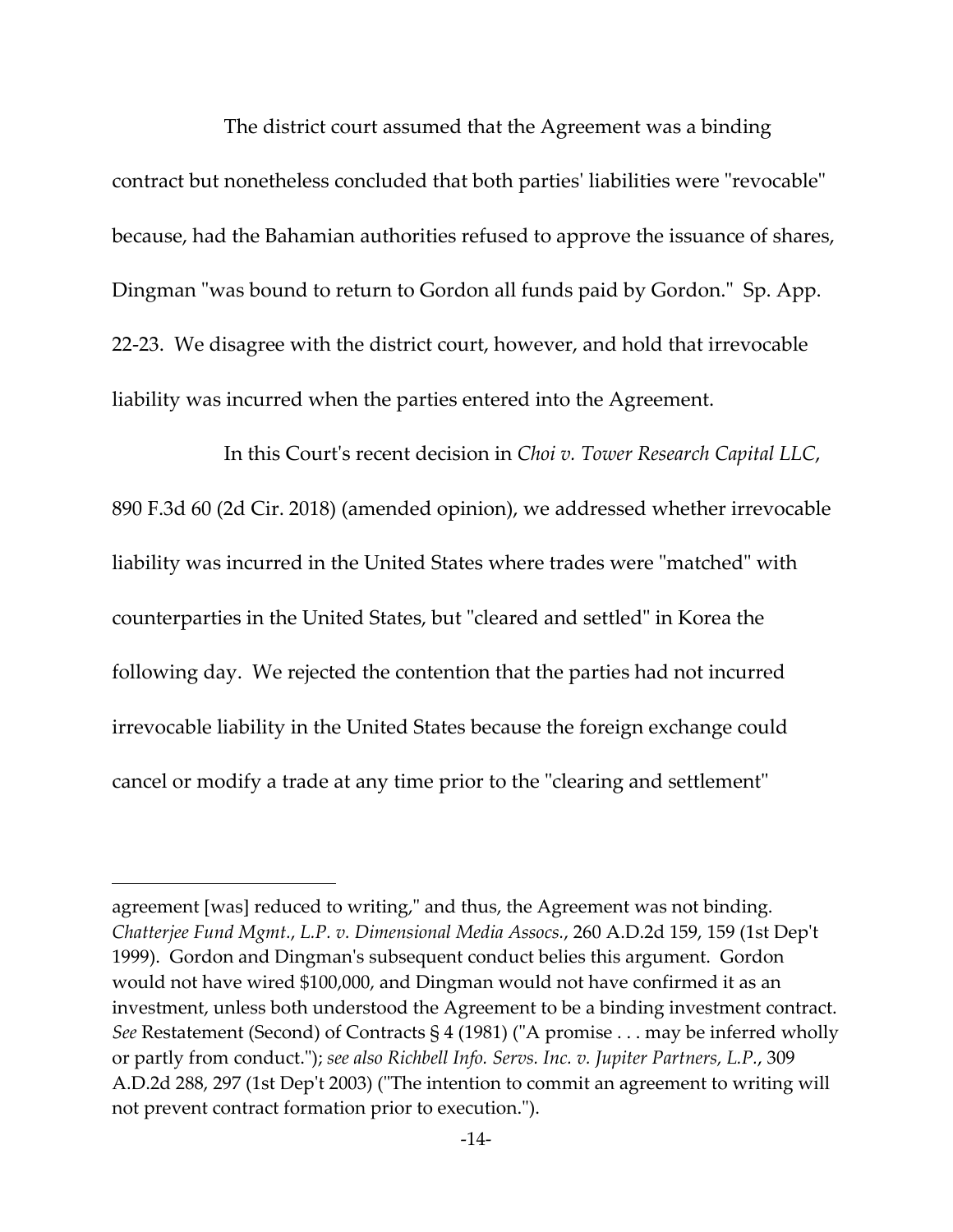The district court assumed that the Agreement was a binding contract but nonetheless concluded that both parties' liabilities were "revocable" because, had the Bahamian authorities refused to approve the issuance of shares, Dingman "was bound to return to Gordon all funds paid by Gordon." Sp. App. 22-23. We disagree with the district court, however, and hold that irrevocable liability was incurred when the parties entered into the Agreement.

In this Court's recent decision in *Choi v. Tower Research Capital LLC*, 890 F.3d 60 (2d Cir. 2018) (amended opinion), we addressed whether irrevocable liability was incurred in the United States where trades were "matched" with counterparties in the United States, but "cleared and settled" in Korea the following day. We rejected the contention that the parties had not incurred irrevocable liability in the United States because the foreign exchange could cancel or modify a trade at any time prior to the "clearing and settlement"

---

agreement [was] reduced to writing," and thus, the Agreement was not binding. *Chatterjee Fund Mgmt., L.P. v. Dimensional Media Assocs.*, 260 A.D.2d 159, 159 (1st Dep't 1999). Gordon and Dingman's subsequent conduct belies this argument. Gordon would not have wired $100,000, and Dingman would not have confirmed it as an investment, unless both understood the Agreement to be a binding investment contract. *See* Restatement (Second) of Contracts § 4 (1981) ("A promise . . . may be inferred wholly or partly from conduct."); *see also Richbell Info. Servs. Inc. v. Jupiter Partners, L.P.*, 309 A.D.2d 288, 297 (1st Dep't 2003) ("The intention to commit an agreement to writing will not prevent contract formation prior to execution.").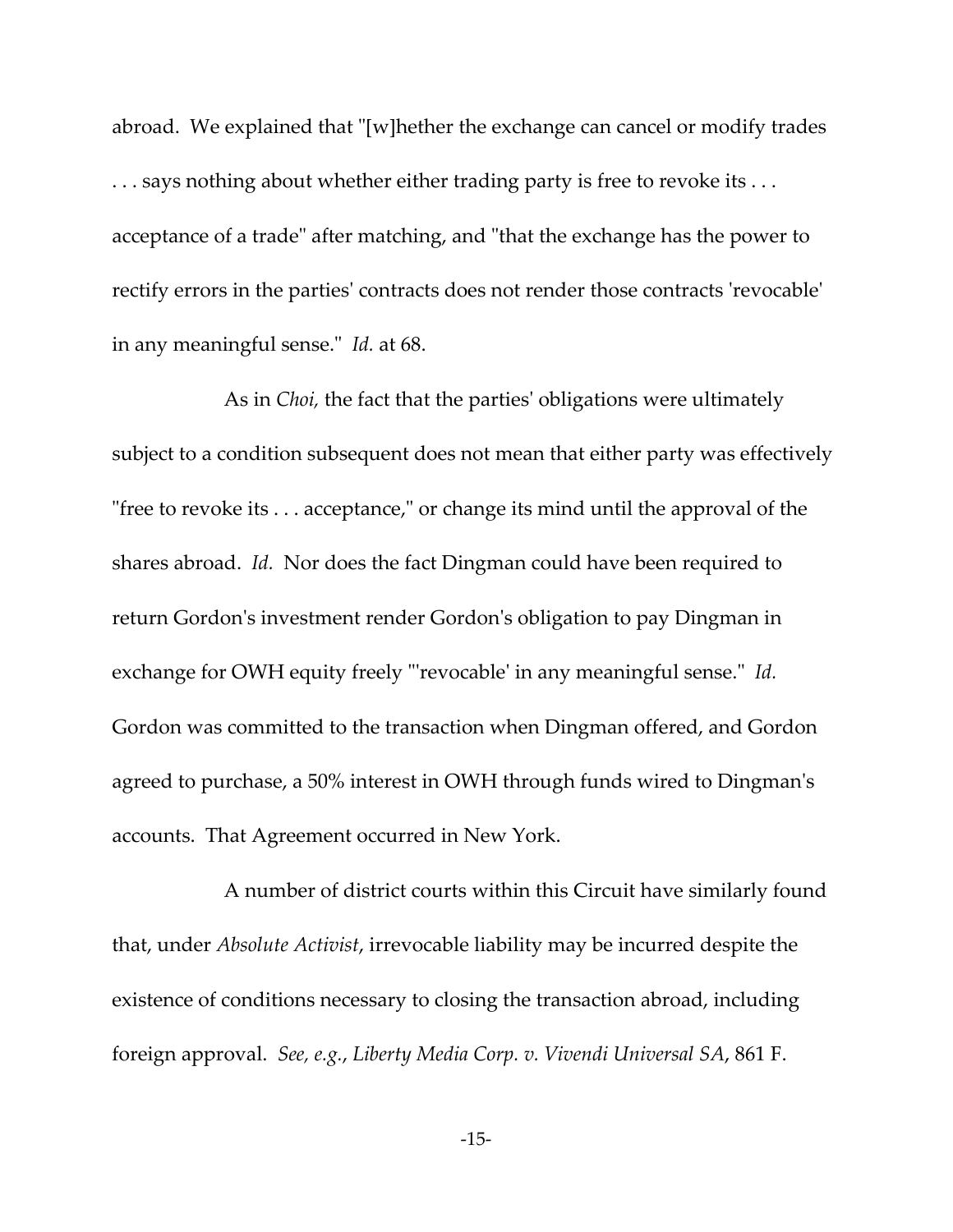abroad. We explained that "[w]hether the exchange can cancel or modify trades . . . says nothing about whether either trading party is free to revoke its . . . acceptance of a trade" after matching, and "that the exchange has the power to rectify errors in the parties' contracts does not render those contracts 'revocable' in any meaningful sense." *Id.* at 68.

As in *Choi,* the fact that the parties' obligations were ultimately subject to a condition subsequent does not mean that either party was effectively "free to revoke its . . . acceptance," or change its mind until the approval of the shares abroad. *Id.* Nor does the fact Dingman could have been required to return Gordon's investment render Gordon's obligation to pay Dingman in exchange for OWH equity freely "'revocable' in any meaningful sense." *Id.* Gordon was committed to the transaction when Dingman offered, and Gordon agreed to purchase, a 50% interest in OWH through funds wired to Dingman's accounts. That Agreement occurred in New York.

A number of district courts within this Circuit have similarly found that, under *Absolute Activist*, irrevocable liability may be incurred despite the existence of conditions necessary to closing the transaction abroad, including foreign approval. *See, e.g.*, *Liberty Media Corp. v. Vivendi Universal SA*, 861 F.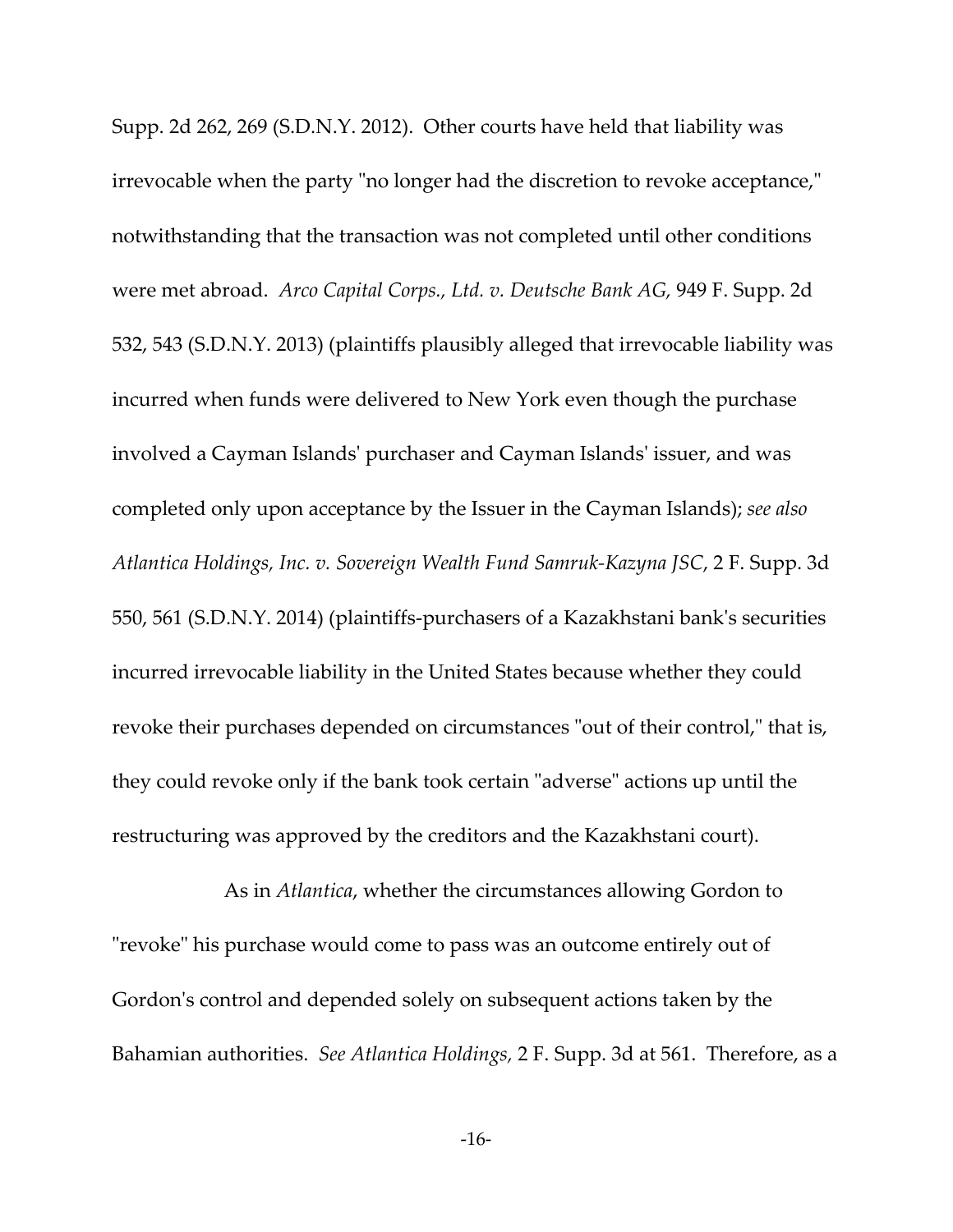Supp. 2d 262, 269 (S.D.N.Y. 2012). Other courts have held that liability was irrevocable when the party "no longer had the discretion to revoke acceptance," notwithstanding that the transaction was not completed until other conditions were met abroad. *Arco Capital Corps., Ltd. v. Deutsche Bank AG,* 949 F. Supp. 2d 532, 543 (S.D.N.Y. 2013) (plaintiffs plausibly alleged that irrevocable liability was incurred when funds were delivered to New York even though the purchase involved a Cayman Islands' purchaser and Cayman Islands' issuer, and was completed only upon acceptance by the Issuer in the Cayman Islands); *see also Atlantica Holdings, Inc. v. Sovereign Wealth Fund Samruk-Kazyna JSC*, 2 F. Supp. 3d 550, 561 (S.D.N.Y. 2014) (plaintiffs-purchasers of a Kazakhstani bank's securities incurred irrevocable liability in the United States because whether they could revoke their purchases depended on circumstances "out of their control," that is, they could revoke only if the bank took certain "adverse" actions up until the restructuring was approved by the creditors and the Kazakhstani court).

As in *Atlantica*, whether the circumstances allowing Gordon to "revoke" his purchase would come to pass was an outcome entirely out of Gordon's control and depended solely on subsequent actions taken by the Bahamian authorities. *See Atlantica Holdings,* 2 F. Supp. 3d at 561. Therefore, as a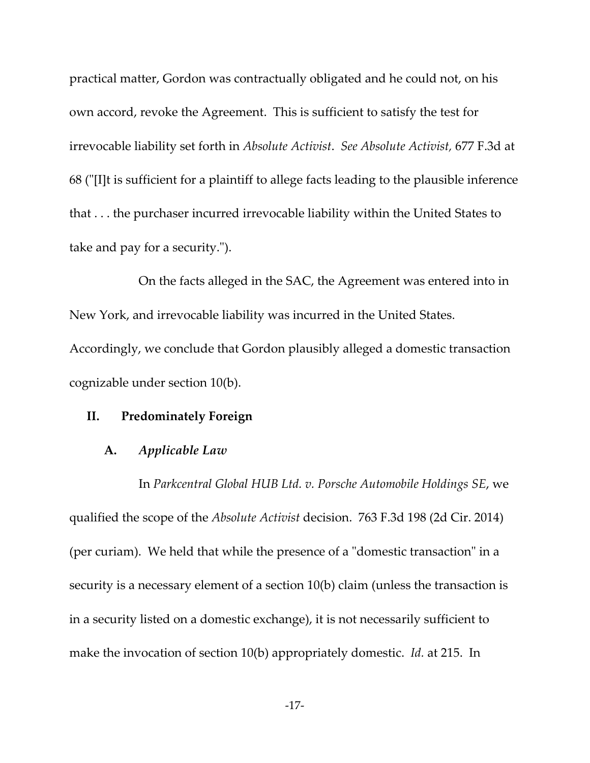practical matter, Gordon was contractually obligated and he could not, on his own accord, revoke the Agreement. This is sufficient to satisfy the test for irrevocable liability set forth in *Absolute Activist*. *See Absolute Activist*, 677 F.3d at 68 ("[I]t is sufficient for a plaintiff to allege facts leading to the plausible inference that . . . the purchaser incurred irrevocable liability within the United States to take and pay for a security.").

On the facts alleged in the SAC, the Agreement was entered into in New York, and irrevocable liability was incurred in the United States. Accordingly, we conclude that Gordon plausibly alleged a domestic transaction cognizable under section 10(b).

## II. Predominately Foreign

### A. *Applicable Law*

In *Parkcentral Global HUB Ltd. v. Porsche Automobile Holdings SE*, we qualified the scope of the *Absolute Activist* decision. 763 F.3d 198 (2d Cir. 2014) (per curiam). We held that while the presence of a "domestic transaction" in a security is a necessary element of a section 10(b) claim (unless the transaction is in a security listed on a domestic exchange), it is not necessarily sufficient to make the invocation of section 10(b) appropriately domestic. *Id.* at 215. In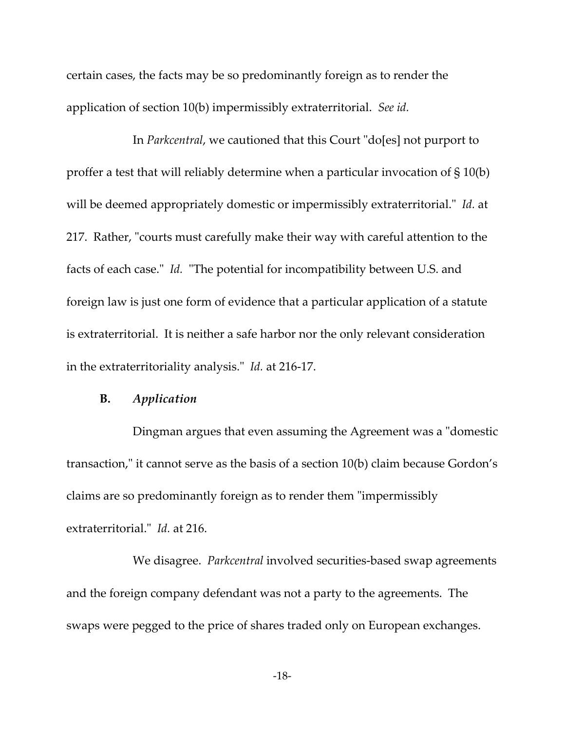certain cases, the facts may be so predominantly foreign as to render the application of section 10(b) impermissibly extraterritorial. *See id.*

In *Parkcentral*, we cautioned that this Court "do[es] not purport to proffer a test that will reliably determine when a particular invocation of § 10(b) will be deemed appropriately domestic or impermissibly extraterritorial." *Id.* at 217. Rather, "courts must carefully make their way with careful attention to the facts of each case." *Id.* "The potential for incompatibility between U.S. and foreign law is just one form of evidence that a particular application of a statute is extraterritorial. It is neither a safe harbor nor the only relevant consideration in the extraterritoriality analysis." *Id.* at 216-17.

**B.** ***Application***

Dingman argues that even assuming the Agreement was a "domestic transaction," it cannot serve as the basis of a section 10(b) claim because Gordon's claims are so predominantly foreign as to render them "impermissibly extraterritorial." *Id.* at 216.

We disagree. *Parkcentral* involved securities-based swap agreements and the foreign company defendant was not a party to the agreements. The swaps were pegged to the price of shares traded only on European exchanges.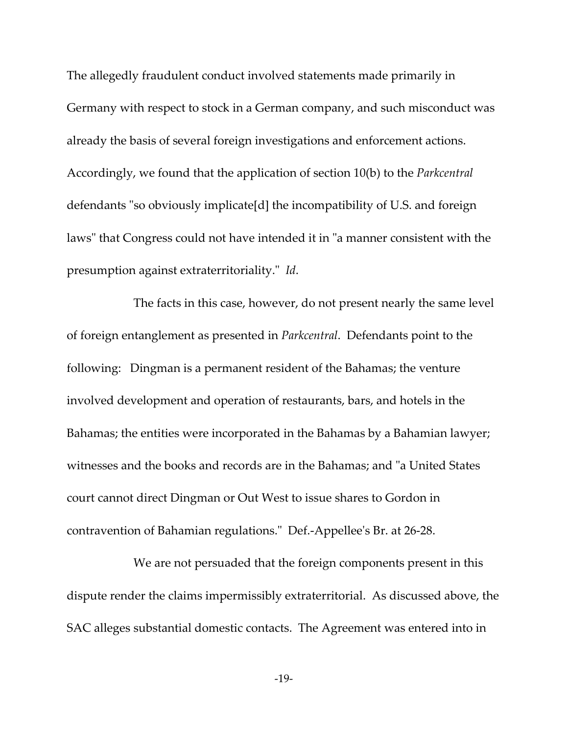The allegedly fraudulent conduct involved statements made primarily in Germany with respect to stock in a German company, and such misconduct was already the basis of several foreign investigations and enforcement actions. Accordingly, we found that the application of section 10(b) to the *Parkcentral* defendants "so obviously implicate[d] the incompatibility of U.S. and foreign laws" that Congress could not have intended it in "a manner consistent with the presumption against extraterritoriality." *Id*.

The facts in this case, however, do not present nearly the same level of foreign entanglement as presented in *Parkcentral*. Defendants point to the following: Dingman is a permanent resident of the Bahamas; the venture involved development and operation of restaurants, bars, and hotels in the Bahamas; the entities were incorporated in the Bahamas by a Bahamian lawyer; witnesses and the books and records are in the Bahamas; and "a United States court cannot direct Dingman or Out West to issue shares to Gordon in contravention of Bahamian regulations." Def.-Appellee's Br. at 26-28.

We are not persuaded that the foreign components present in this dispute render the claims impermissibly extraterritorial. As discussed above, the SAC alleges substantial domestic contacts. The Agreement was entered into in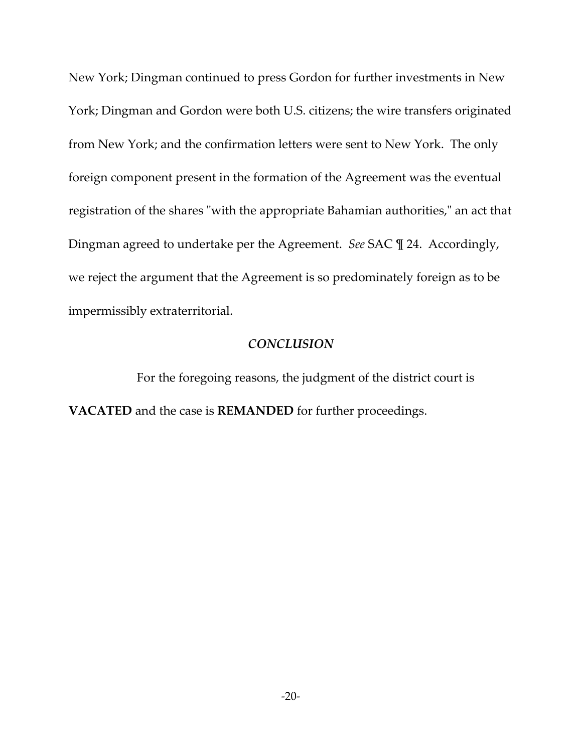New York; Dingman continued to press Gordon for further investments in New York; Dingman and Gordon were both U.S. citizens; the wire transfers originated from New York; and the confirmation letters were sent to New York. The only foreign component present in the formation of the Agreement was the eventual registration of the shares "with the appropriate Bahamian authorities," an act that Dingman agreed to undertake per the Agreement. *See* SAC ¶ 24. Accordingly, we reject the argument that the Agreement is so predominately foreign as to be impermissibly extraterritorial.

## *CONCLUSION*

For the foregoing reasons, the judgment of the district court is **VACATED** and the case is **REMANDED** for further proceedings.